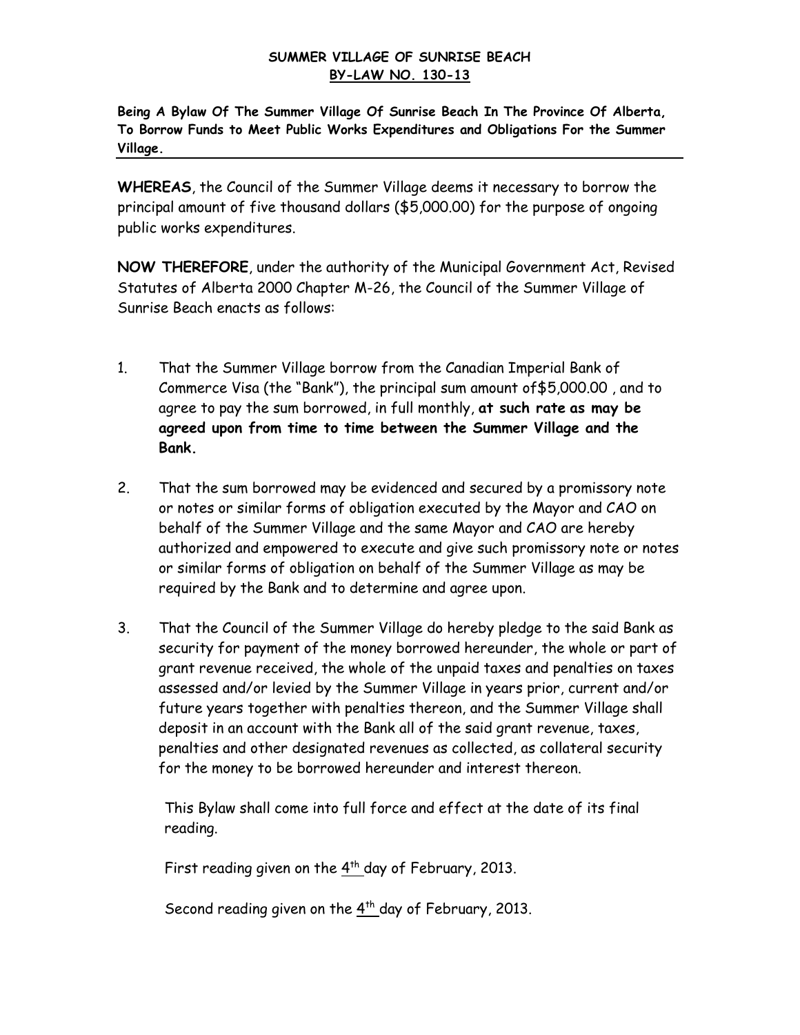**SUMMER VILLAGE OF SUNRISE BEACH**
**BY-LAW NO. 130-13**

**Being A Bylaw Of The Summer Village Of Sunrise Beach In The Province Of Alberta, To Borrow Funds to Meet Public Works Expenditures and Obligations For the Summer Village.**

---

**WHEREAS**, the Council of the Summer Village deems it necessary to borrow the principal amount of five thousand dollars ($5,000.00) for the purpose of ongoing public works expenditures.

**NOW THEREFORE**, under the authority of the Municipal Government Act, Revised Statutes of Alberta 2000 Chapter M-26, the Council of the Summer Village of Sunrise Beach enacts as follows:

1. That the Summer Village borrow from the Canadian Imperial Bank of Commerce Visa (the "Bank"), the principal sum amount of$5,000.00 , and to agree to pay the sum borrowed, in full monthly, **at such rate as may be agreed upon from time to time between the Summer Village and the Bank.**

2. That the sum borrowed may be evidenced and secured by a promissory note or notes or similar forms of obligation executed by the Mayor and CAO on behalf of the Summer Village and the same Mayor and CAO are hereby authorized and empowered to execute and give such promissory note or notes or similar forms of obligation on behalf of the Summer Village as may be required by the Bank and to determine and agree upon.

3. That the Council of the Summer Village do hereby pledge to the said Bank as security for payment of the money borrowed hereunder, the whole or part of grant revenue received, the whole of the unpaid taxes and penalties on taxes assessed and/or levied by the Summer Village in years prior, current and/or future years together with penalties thereon, and the Summer Village shall deposit in an account with the Bank all of the said grant revenue, taxes, penalties and other designated revenues as collected, as collateral security for the money to be borrowed hereunder and interest thereon.

This Bylaw shall come into full force and effect at the date of its final reading.

First reading given on the 4th day of February, 2013.

Second reading given on the 4th day of February, 2013.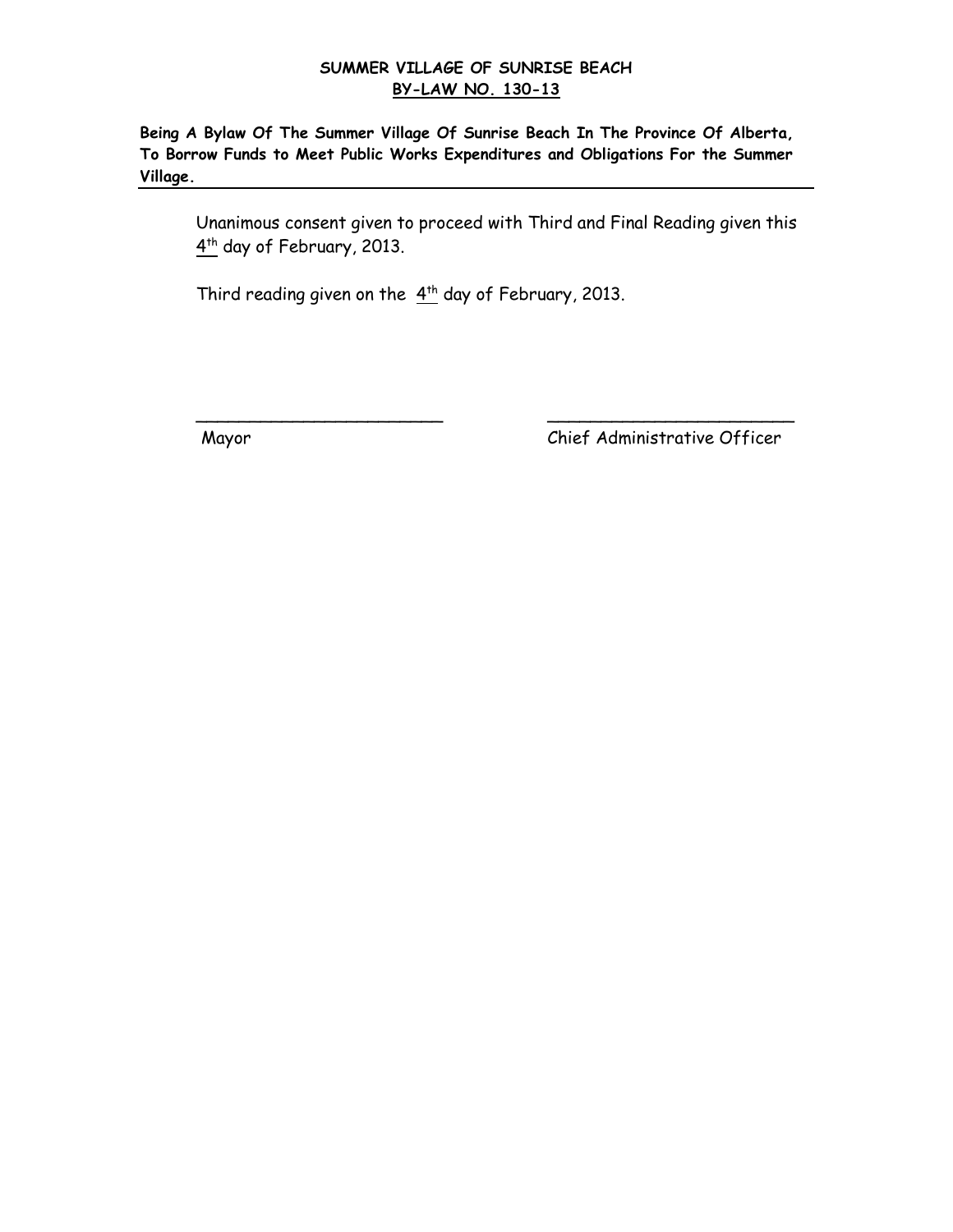**SUMMER VILLAGE OF SUNRISE BEACH**
**BY-LAW NO. 130-13**

**Being A Bylaw Of The Summer Village Of Sunrise Beach In The Province Of Alberta, To Borrow Funds to Meet Public Works Expenditures and Obligations For the Summer Village.**

Unanimous consent given to proceed with Third and Final Reading given this 4th day of February, 2013.

Third reading given on the 4th day of February, 2013.

\_\_\_\_\_\_\_\_\_\_\_\_\_\_\_\_\_\_\_\_\_\_\_\_ \_\_\_\_\_\_\_\_\_\_\_\_\_\_\_\_\_\_\_\_\_\_\_\_

Mayor Chief Administrative Officer